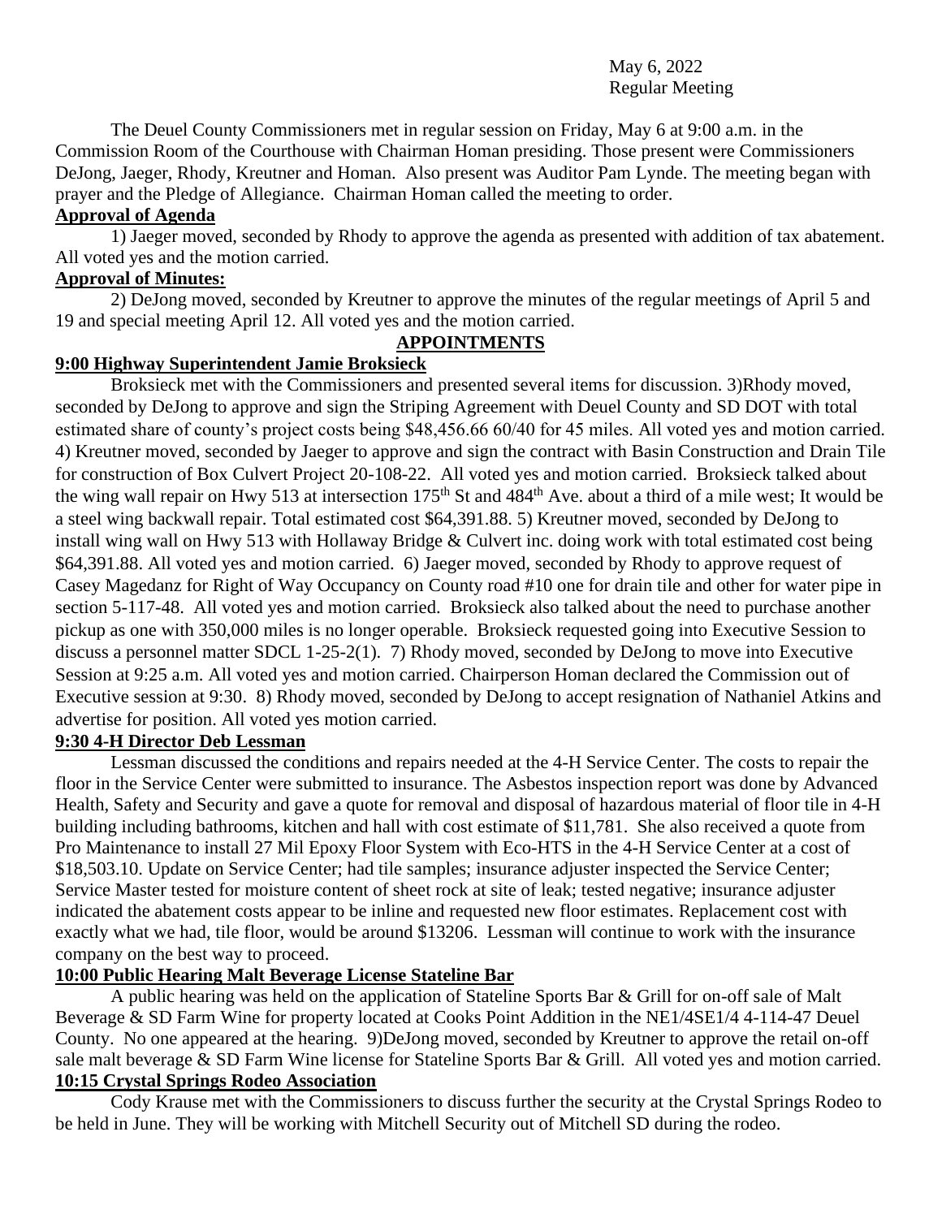May 6, 2022
Regular Meeting

The Deuel County Commissioners met in regular session on Friday, May 6 at 9:00 a.m. in the Commission Room of the Courthouse with Chairman Homan presiding. Those present were Commissioners DeJong, Jaeger, Rhody, Kreutner and Homan. Also present was Auditor Pam Lynde. The meeting began with prayer and the Pledge of Allegiance. Chairman Homan called the meeting to order.

**Approval of Agenda**

1) Jaeger moved, seconded by Rhody to approve the agenda as presented with addition of tax abatement. All voted yes and the motion carried.

**Approval of Minutes:**

2) DeJong moved, seconded by Kreutner to approve the minutes of the regular meetings of April 5 and 19 and special meeting April 12. All voted yes and the motion carried.

**APPOINTMENTS**

**9:00 Highway Superintendent Jamie Broksieck**

Broksieck met with the Commissioners and presented several items for discussion. 3)Rhody moved, seconded by DeJong to approve and sign the Striping Agreement with Deuel County and SD DOT with total estimated share of county's project costs being $48,456.66 60/40 for 45 miles. All voted yes and motion carried. 4) Kreutner moved, seconded by Jaeger to approve and sign the contract with Basin Construction and Drain Tile for construction of Box Culvert Project 20-108-22. All voted yes and motion carried. Broksieck talked about the wing wall repair on Hwy 513 at intersection 175th St and 484th Ave. about a third of a mile west; It would be a steel wing backwall repair. Total estimated cost $64,391.88. 5) Kreutner moved, seconded by DeJong to install wing wall on Hwy 513 with Hollaway Bridge & Culvert inc. doing work with total estimated cost being $64,391.88. All voted yes and motion carried. 6) Jaeger moved, seconded by Rhody to approve request of Casey Magedanz for Right of Way Occupancy on County road #10 one for drain tile and other for water pipe in section 5-117-48. All voted yes and motion carried. Broksieck also talked about the need to purchase another pickup as one with 350,000 miles is no longer operable. Broksieck requested going into Executive Session to discuss a personnel matter SDCL 1-25-2(1). 7) Rhody moved, seconded by DeJong to move into Executive Session at 9:25 a.m. All voted yes and motion carried. Chairperson Homan declared the Commission out of Executive session at 9:30. 8) Rhody moved, seconded by DeJong to accept resignation of Nathaniel Atkins and advertise for position. All voted yes motion carried.

**9:30 4-H Director Deb Lessman**

Lessman discussed the conditions and repairs needed at the 4-H Service Center. The costs to repair the floor in the Service Center were submitted to insurance. The Asbestos inspection report was done by Advanced Health, Safety and Security and gave a quote for removal and disposal of hazardous material of floor tile in 4-H building including bathrooms, kitchen and hall with cost estimate of $11,781. She also received a quote from Pro Maintenance to install 27 Mil Epoxy Floor System with Eco-HTS in the 4-H Service Center at a cost of $18,503.10. Update on Service Center; had tile samples; insurance adjuster inspected the Service Center; Service Master tested for moisture content of sheet rock at site of leak; tested negative; insurance adjuster indicated the abatement costs appear to be inline and requested new floor estimates. Replacement cost with exactly what we had, tile floor, would be around $13206. Lessman will continue to work with the insurance company on the best way to proceed.

**10:00 Public Hearing Malt Beverage License Stateline Bar**

A public hearing was held on the application of Stateline Sports Bar & Grill for on-off sale of Malt Beverage & SD Farm Wine for property located at Cooks Point Addition in the NE1/4SE1/4 4-114-47 Deuel County. No one appeared at the hearing. 9)DeJong moved, seconded by Kreutner to approve the retail on-off sale malt beverage & SD Farm Wine license for Stateline Sports Bar & Grill. All voted yes and motion carried.

**10:15 Crystal Springs Rodeo Association**

Cody Krause met with the Commissioners to discuss further the security at the Crystal Springs Rodeo to be held in June. They will be working with Mitchell Security out of Mitchell SD during the rodeo.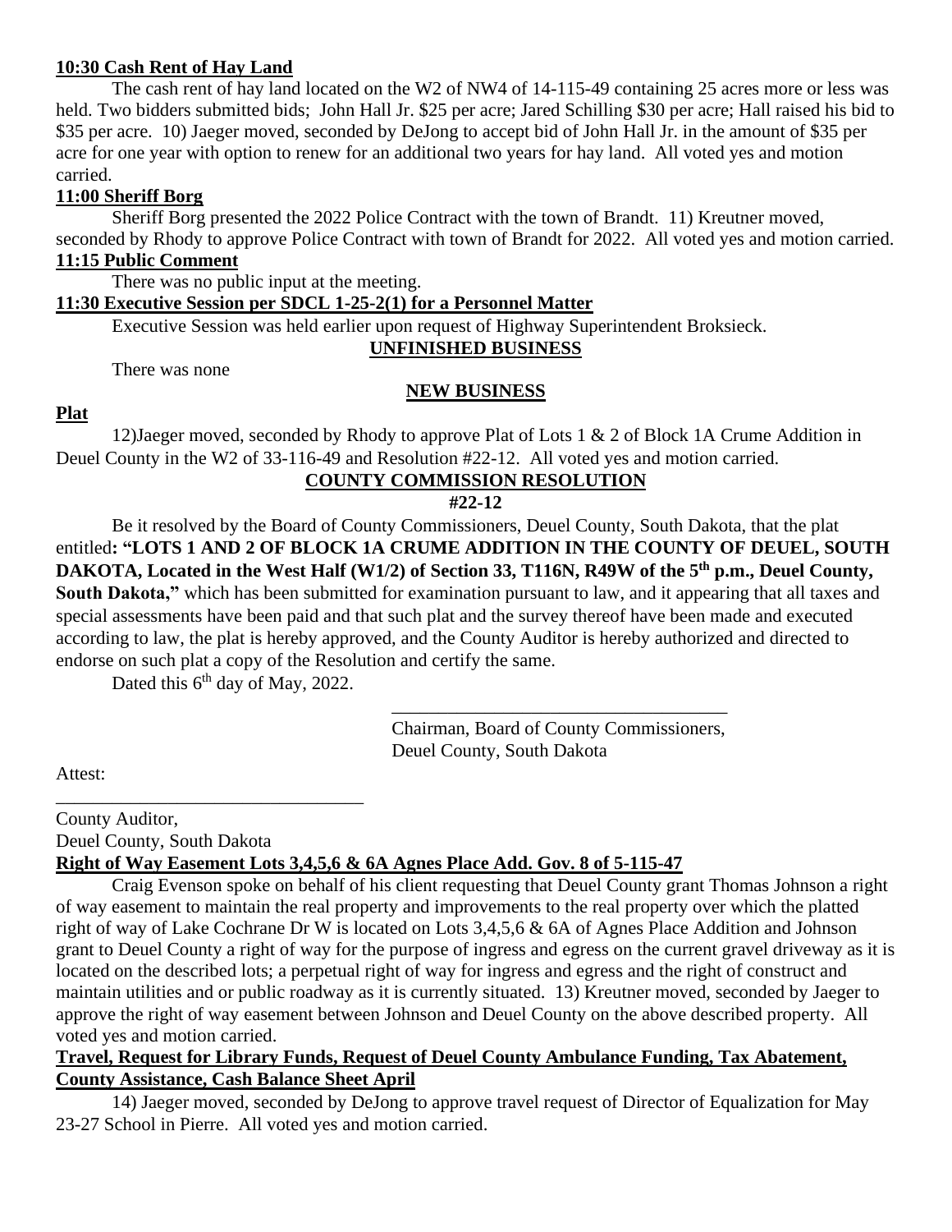**10:30 Cash Rent of Hay Land**

The cash rent of hay land located on the W2 of NW4 of 14-115-49 containing 25 acres more or less was held. Two bidders submitted bids; John Hall Jr. $25 per acre; Jared Schilling $30 per acre; Hall raised his bid to $35 per acre. 10) Jaeger moved, seconded by DeJong to accept bid of John Hall Jr. in the amount of $35 per acre for one year with option to renew for an additional two years for hay land. All voted yes and motion carried.

**11:00 Sheriff Borg**

Sheriff Borg presented the 2022 Police Contract with the town of Brandt. 11) Kreutner moved, seconded by Rhody to approve Police Contract with town of Brandt for 2022. All voted yes and motion carried.

**11:15 Public Comment**

There was no public input at the meeting.

**11:30 Executive Session per SDCL 1-25-2(1) for a Personnel Matter**

Executive Session was held earlier upon request of Highway Superintendent Broksieck.

**UNFINISHED BUSINESS**

There was none

**NEW BUSINESS**

**Plat**

12)Jaeger moved, seconded by Rhody to approve Plat of Lots 1 & 2 of Block 1A Crume Addition in Deuel County in the W2 of 33-116-49 and Resolution #22-12. All voted yes and motion carried.

**COUNTY COMMISSION RESOLUTION**

**#22-12**

Be it resolved by the Board of County Commissioners, Deuel County, South Dakota, that the plat entitled**: "LOTS 1 AND 2 OF BLOCK 1A CRUME ADDITION IN THE COUNTY OF DEUEL, SOUTH DAKOTA, Located in the West Half (W1/2) of Section 33, T116N, R49W of the 5th p.m., Deuel County, South Dakota,"** which has been submitted for examination pursuant to law, and it appearing that all taxes and special assessments have been paid and that such plat and the survey thereof have been made and executed according to law, the plat is hereby approved, and the County Auditor is hereby authorized and directed to endorse on such plat a copy of the Resolution and certify the same.

Dated this 6th day of May, 2022.

\_\_\_\_\_\_\_\_\_\_\_\_\_\_\_\_\_\_\_\_\_\_\_\_\_\_\_\_\_\_\_\_\_\_\_\_
Chairman, Board of County Commissioners,
Deuel County, South Dakota

Attest:

\_\_\_\_\_\_\_\_\_\_\_\_\_\_\_\_\_\_\_\_\_\_\_\_\_\_\_\_\_\_\_\_\_\_\_\_
County Auditor,
Deuel County, South Dakota

**Right of Way Easement Lots 3,4,5,6 & 6A Agnes Place Add. Gov. 8 of 5-115-47**

Craig Evenson spoke on behalf of his client requesting that Deuel County grant Thomas Johnson a right of way easement to maintain the real property and improvements to the real property over which the platted right of way of Lake Cochrane Dr W is located on Lots 3,4,5,6 & 6A of Agnes Place Addition and Johnson grant to Deuel County a right of way for the purpose of ingress and egress on the current gravel driveway as it is located on the described lots; a perpetual right of way for ingress and egress and the right of construct and maintain utilities and or public roadway as it is currently situated. 13) Kreutner moved, seconded by Jaeger to approve the right of way easement between Johnson and Deuel County on the above described property. All voted yes and motion carried.

**Travel, Request for Library Funds, Request of Deuel County Ambulance Funding, Tax Abatement, County Assistance, Cash Balance Sheet April**

14) Jaeger moved, seconded by DeJong to approve travel request of Director of Equalization for May 23-27 School in Pierre. All voted yes and motion carried.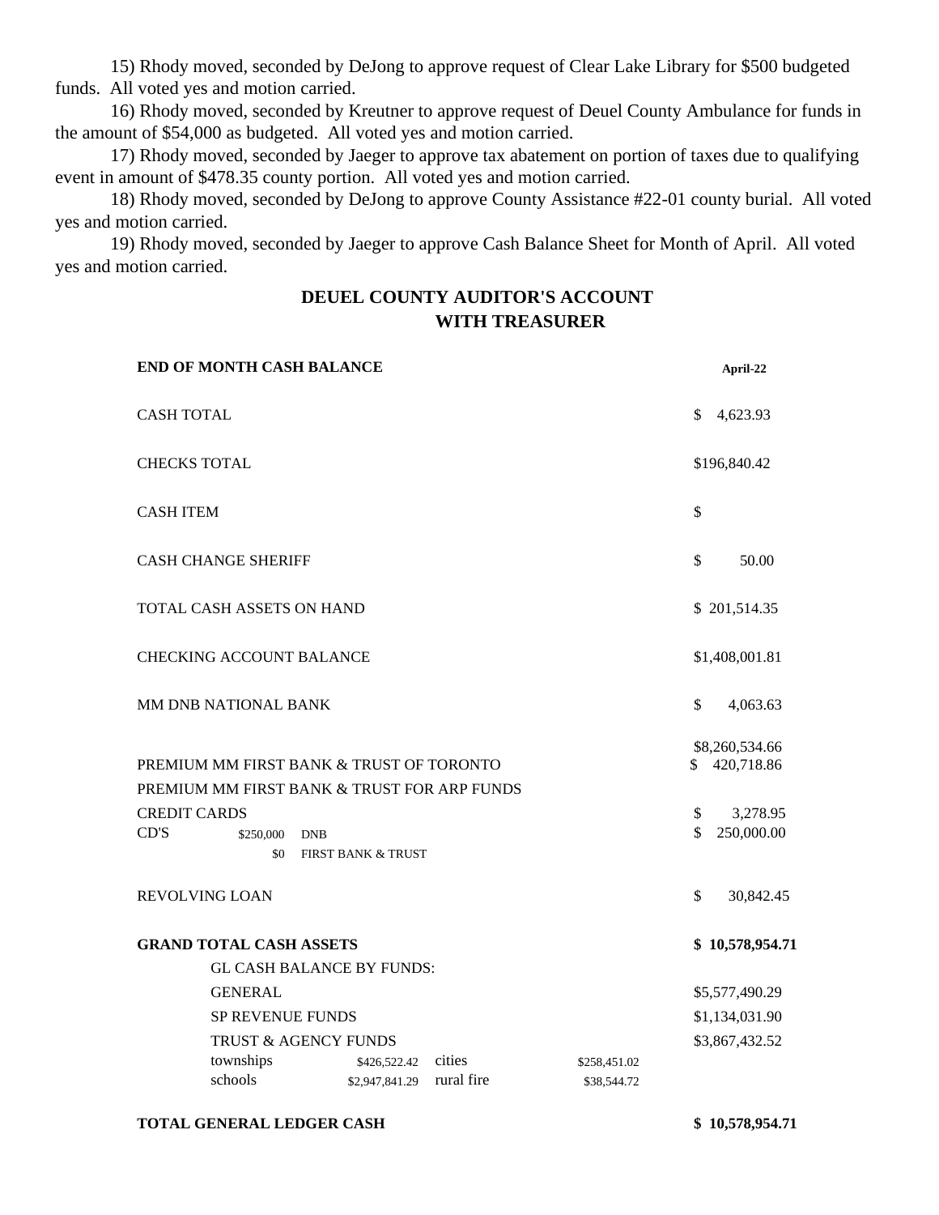15) Rhody moved, seconded by DeJong to approve request of Clear Lake Library for $500 budgeted funds. All voted yes and motion carried.

16) Rhody moved, seconded by Kreutner to approve request of Deuel County Ambulance for funds in the amount of $54,000 as budgeted. All voted yes and motion carried.

17) Rhody moved, seconded by Jaeger to approve tax abatement on portion of taxes due to qualifying event in amount of $478.35 county portion. All voted yes and motion carried.

18) Rhody moved, seconded by DeJong to approve County Assistance #22-01 county burial. All voted yes and motion carried.

19) Rhody moved, seconded by Jaeger to approve Cash Balance Sheet for Month of April. All voted yes and motion carried.

## DEUEL COUNTY AUDITOR'S ACCOUNT WITH TREASURER

| **END OF MONTH CASH BALANCE** | | | | **April-22** |
|---|---|---|---|---|
| CASH TOTAL | | | | $ 4,623.93 |
| CHECKS TOTAL | | | | $196,840.42 |
| CASH ITEM | | | | $ |
| CASH CHANGE SHERIFF | | | | $ 50.00 |
| TOTAL CASH ASSETS ON HAND | | | | $ 201,514.35 |
| CHECKING ACCOUNT BALANCE | | | | $1,408,001.81 |
| MM DNB NATIONAL BANK | | | | $ 4,063.63 |
| PREMIUM MM FIRST BANK & TRUST OF TORONTO | | | | $8,260,534.66 |
| PREMIUM MM FIRST BANK & TRUST FOR ARP FUNDS | | | | $ 420,718.86 |
| CREDIT CARDS | | | | $ 3,278.95 |
| CD'S | $250,000 | DNB | | $ 250,000.00 |
| | $0 | FIRST BANK & TRUST | | |
| REVOLVING LOAN | | | | $ 30,842.45 |
| **GRAND TOTAL CASH ASSETS** | | | | **$ 10,578,954.71** |
| GL CASH BALANCE BY FUNDS: | | | | |
| GENERAL | | | | $5,577,490.29 |
| SP REVENUE FUNDS | | | | $1,134,031.90 |
| TRUST & AGENCY FUNDS | | | | $3,867,432.52 |
| townships | $426,522.42 | cities | $258,451.02 | |
| schools | $2,947,841.29 | rural fire | $38,544.72 | |
| **TOTAL GENERAL LEDGER CASH** | | | | **$ 10,578,954.71** |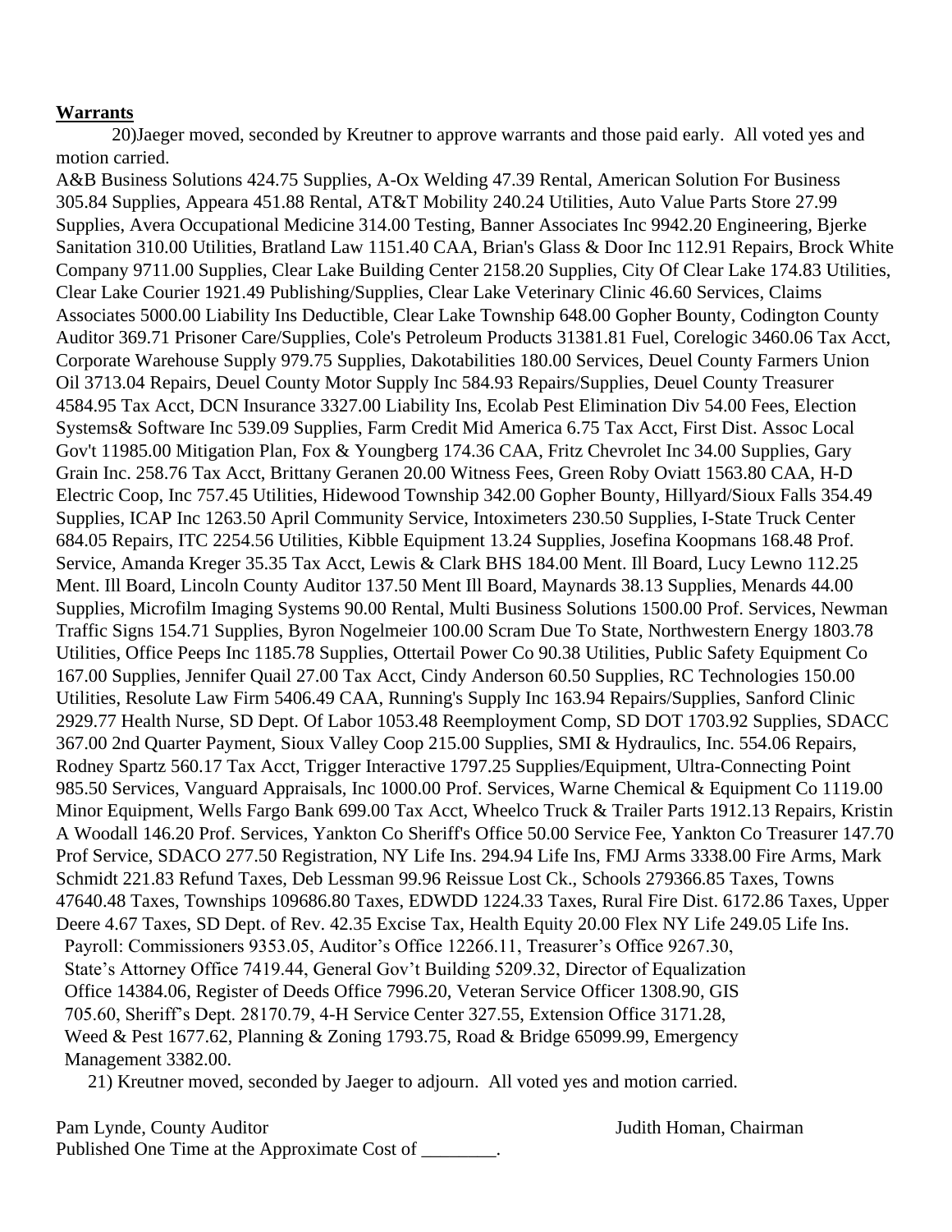**Warrants**

20)Jaeger moved, seconded by Kreutner to approve warrants and those paid early. All voted yes and motion carried.

A&B Business Solutions 424.75 Supplies, A-Ox Welding 47.39 Rental, American Solution For Business 305.84 Supplies, Appeara 451.88 Rental, AT&T Mobility 240.24 Utilities, Auto Value Parts Store 27.99 Supplies, Avera Occupational Medicine 314.00 Testing, Banner Associates Inc 9942.20 Engineering, Bjerke Sanitation 310.00 Utilities, Bratland Law 1151.40 CAA, Brian's Glass & Door Inc 112.91 Repairs, Brock White Company 9711.00 Supplies, Clear Lake Building Center 2158.20 Supplies, City Of Clear Lake 174.83 Utilities, Clear Lake Courier 1921.49 Publishing/Supplies, Clear Lake Veterinary Clinic 46.60 Services, Claims Associates 5000.00 Liability Ins Deductible, Clear Lake Township 648.00 Gopher Bounty, Codington County Auditor 369.71 Prisoner Care/Supplies, Cole's Petroleum Products 31381.81 Fuel, Corelogic 3460.06 Tax Acct, Corporate Warehouse Supply 979.75 Supplies, Dakotabilities 180.00 Services, Deuel County Farmers Union Oil 3713.04 Repairs, Deuel County Motor Supply Inc 584.93 Repairs/Supplies, Deuel County Treasurer 4584.95 Tax Acct, DCN Insurance 3327.00 Liability Ins, Ecolab Pest Elimination Div 54.00 Fees, Election Systems& Software Inc 539.09 Supplies, Farm Credit Mid America 6.75 Tax Acct, First Dist. Assoc Local Gov't 11985.00 Mitigation Plan, Fox & Youngberg 174.36 CAA, Fritz Chevrolet Inc 34.00 Supplies, Gary Grain Inc. 258.76 Tax Acct, Brittany Geranen 20.00 Witness Fees, Green Roby Oviatt 1563.80 CAA, H-D Electric Coop, Inc 757.45 Utilities, Hidewood Township 342.00 Gopher Bounty, Hillyard/Sioux Falls 354.49 Supplies, ICAP Inc 1263.50 April Community Service, Intoximeters 230.50 Supplies, I-State Truck Center 684.05 Repairs, ITC 2254.56 Utilities, Kibble Equipment 13.24 Supplies, Josefina Koopmans 168.48 Prof. Service, Amanda Kreger 35.35 Tax Acct, Lewis & Clark BHS 184.00 Ment. Ill Board, Lucy Lewno 112.25 Ment. Ill Board, Lincoln County Auditor 137.50 Ment Ill Board, Maynards 38.13 Supplies, Menards 44.00 Supplies, Microfilm Imaging Systems 90.00 Rental, Multi Business Solutions 1500.00 Prof. Services, Newman Traffic Signs 154.71 Supplies, Byron Nogelmeier 100.00 Scram Due To State, Northwestern Energy 1803.78 Utilities, Office Peeps Inc 1185.78 Supplies, Ottertail Power Co 90.38 Utilities, Public Safety Equipment Co 167.00 Supplies, Jennifer Quail 27.00 Tax Acct, Cindy Anderson 60.50 Supplies, RC Technologies 150.00 Utilities, Resolute Law Firm 5406.49 CAA, Running's Supply Inc 163.94 Repairs/Supplies, Sanford Clinic 2929.77 Health Nurse, SD Dept. Of Labor 1053.48 Reemployment Comp, SD DOT 1703.92 Supplies, SDACC 367.00 2nd Quarter Payment, Sioux Valley Coop 215.00 Supplies, SMI & Hydraulics, Inc. 554.06 Repairs, Rodney Spartz 560.17 Tax Acct, Trigger Interactive 1797.25 Supplies/Equipment, Ultra-Connecting Point 985.50 Services, Vanguard Appraisals, Inc 1000.00 Prof. Services, Warne Chemical & Equipment Co 1119.00 Minor Equipment, Wells Fargo Bank 699.00 Tax Acct, Wheelco Truck & Trailer Parts 1912.13 Repairs, Kristin A Woodall 146.20 Prof. Services, Yankton Co Sheriff's Office 50.00 Service Fee, Yankton Co Treasurer 147.70 Prof Service, SDACO 277.50 Registration, NY Life Ins. 294.94 Life Ins, FMJ Arms 3338.00 Fire Arms, Mark Schmidt 221.83 Refund Taxes, Deb Lessman 99.96 Reissue Lost Ck., Schools 279366.85 Taxes, Towns 47640.48 Taxes, Townships 109686.80 Taxes, EDWDD 1224.33 Taxes, Rural Fire Dist. 6172.86 Taxes, Upper Deere 4.67 Taxes, SD Dept. of Rev. 42.35 Excise Tax, Health Equity 20.00 Flex NY Life 249.05 Life Ins.

Payroll: Commissioners 9353.05, Auditor's Office 12266.11, Treasurer's Office 9267.30, State's Attorney Office 7419.44, General Gov't Building 5209.32, Director of Equalization Office 14384.06, Register of Deeds Office 7996.20, Veteran Service Officer 1308.90, GIS 705.60, Sheriff's Dept. 28170.79, 4-H Service Center 327.55, Extension Office 3171.28, Weed & Pest 1677.62, Planning & Zoning 1793.75, Road & Bridge 65099.99, Emergency Management 3382.00.

21) Kreutner moved, seconded by Jaeger to adjourn. All voted yes and motion carried.

Pam Lynde, County Auditor

Judith Homan, Chairman

Published One Time at the Approximate Cost of ________.